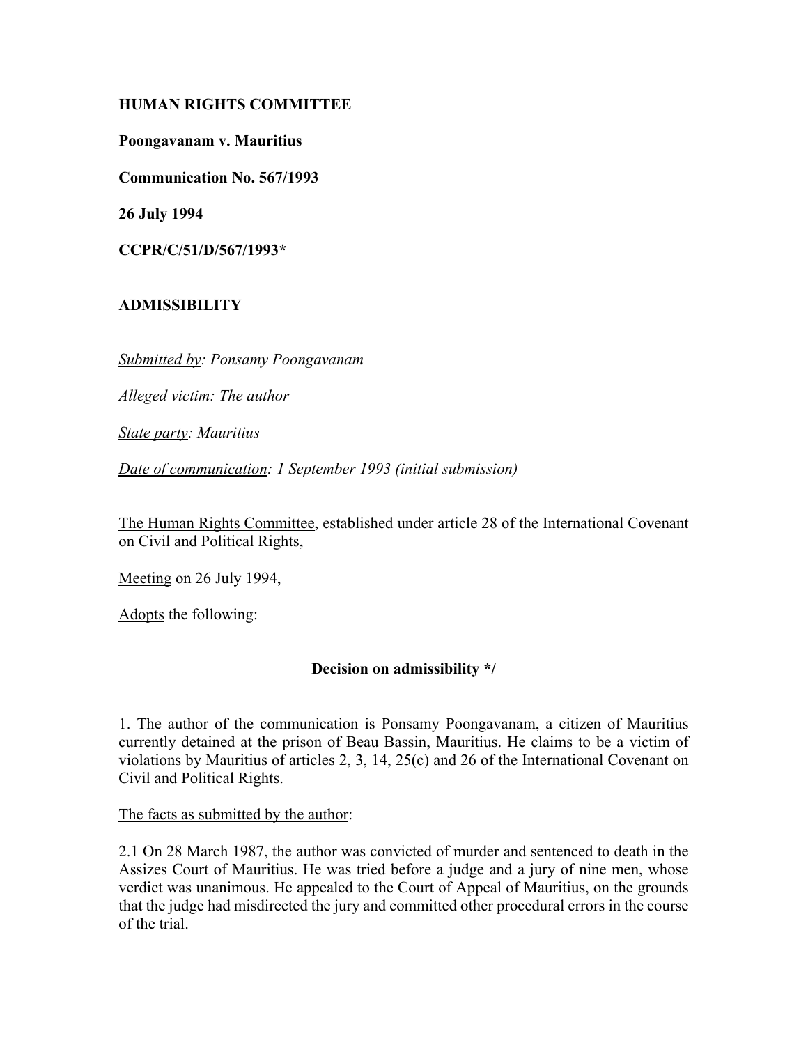**HUMAN RIGHTS COMMITTEE**

**Poongavanam v. Mauritius**

**Communication No. 567/1993**

**26 July 1994**

**CCPR/C/51/D/567/1993***

**ADMISSIBILITY**

*Submitted by: Ponsamy Poongavanam*

*Alleged victim: The author*

*State party: Mauritius*

*Date of communication: 1 September 1993 (initial submission)*

The Human Rights Committee, established under article 28 of the International Covenant on Civil and Political Rights,

Meeting on 26 July 1994,

Adopts the following:

**Decision on admissibility */**

1. The author of the communication is Ponsamy Poongavanam, a citizen of Mauritius currently detained at the prison of Beau Bassin, Mauritius. He claims to be a victim of violations by Mauritius of articles 2, 3, 14, 25(c) and 26 of the International Covenant on Civil and Political Rights.

The facts as submitted by the author:

2.1 On 28 March 1987, the author was convicted of murder and sentenced to death in the Assizes Court of Mauritius. He was tried before a judge and a jury of nine men, whose verdict was unanimous. He appealed to the Court of Appeal of Mauritius, on the grounds that the judge had misdirected the jury and committed other procedural errors in the course of the trial.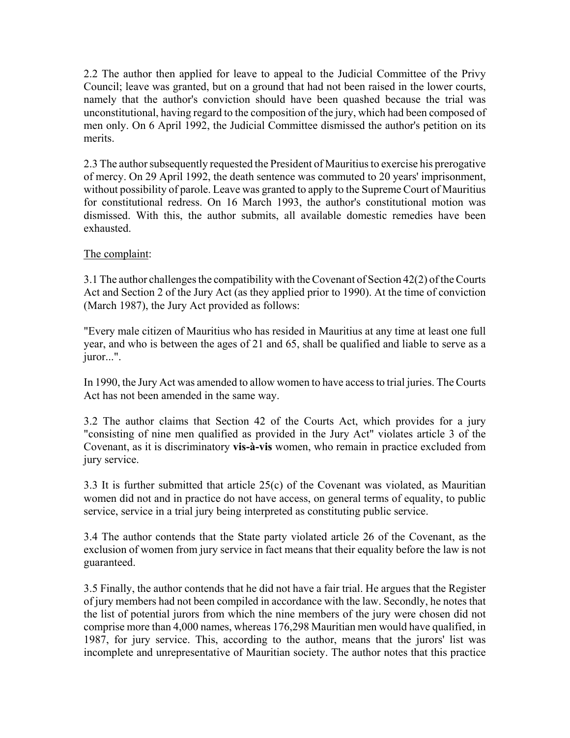2.2 The author then applied for leave to appeal to the Judicial Committee of the Privy Council; leave was granted, but on a ground that had not been raised in the lower courts, namely that the author's conviction should have been quashed because the trial was unconstitutional, having regard to the composition of the jury, which had been composed of men only. On 6 April 1992, the Judicial Committee dismissed the author's petition on its merits.

2.3 The author subsequently requested the President of Mauritius to exercise his prerogative of mercy. On 29 April 1992, the death sentence was commuted to 20 years' imprisonment, without possibility of parole. Leave was granted to apply to the Supreme Court of Mauritius for constitutional redress. On 16 March 1993, the author's constitutional motion was dismissed. With this, the author submits, all available domestic remedies have been exhausted.

<u>The complaint</u>:

3.1 The author challenges the compatibility with the Covenant of Section 42(2) of the Courts Act and Section 2 of the Jury Act (as they applied prior to 1990). At the time of conviction (March 1987), the Jury Act provided as follows:

"Every male citizen of Mauritius who has resided in Mauritius at any time at least one full year, and who is between the ages of 21 and 65, shall be qualified and liable to serve as a juror...".

In 1990, the Jury Act was amended to allow women to have access to trial juries. The Courts Act has not been amended in the same way.

3.2 The author claims that Section 42 of the Courts Act, which provides for a jury "consisting of nine men qualified as provided in the Jury Act" violates article 3 of the Covenant, as it is discriminatory **vis-à-vis** women, who remain in practice excluded from jury service.

3.3 It is further submitted that article 25(c) of the Covenant was violated, as Mauritian women did not and in practice do not have access, on general terms of equality, to public service, service in a trial jury being interpreted as constituting public service.

3.4 The author contends that the State party violated article 26 of the Covenant, as the exclusion of women from jury service in fact means that their equality before the law is not guaranteed.

3.5 Finally, the author contends that he did not have a fair trial. He argues that the Register of jury members had not been compiled in accordance with the law. Secondly, he notes that the list of potential jurors from which the nine members of the jury were chosen did not comprise more than 4,000 names, whereas 176,298 Mauritian men would have qualified, in 1987, for jury service. This, according to the author, means that the jurors' list was incomplete and unrepresentative of Mauritian society. The author notes that this practice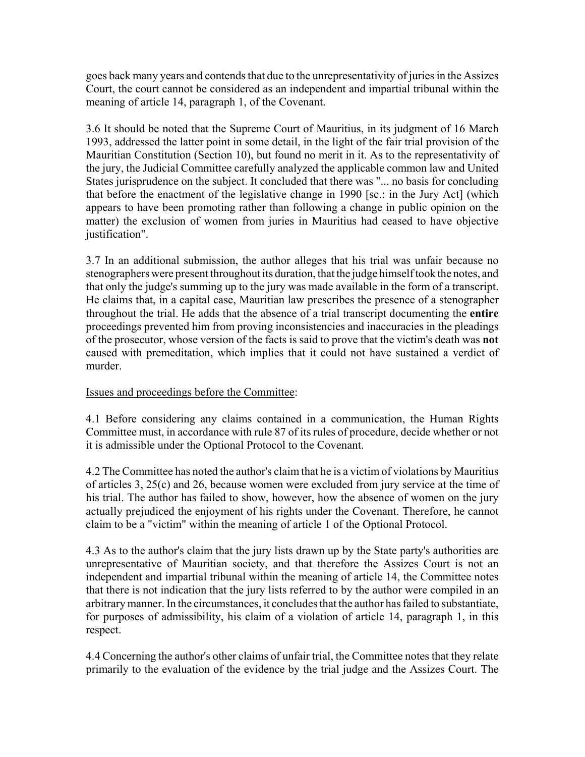goes back many years and contends that due to the unrepresentativity of juries in the Assizes Court, the court cannot be considered as an independent and impartial tribunal within the meaning of article 14, paragraph 1, of the Covenant.

3.6 It should be noted that the Supreme Court of Mauritius, in its judgment of 16 March 1993, addressed the latter point in some detail, in the light of the fair trial provision of the Mauritian Constitution (Section 10), but found no merit in it. As to the representativity of the jury, the Judicial Committee carefully analyzed the applicable common law and United States jurisprudence on the subject. It concluded that there was "... no basis for concluding that before the enactment of the legislative change in 1990 [sc.: in the Jury Act] (which appears to have been promoting rather than following a change in public opinion on the matter) the exclusion of women from juries in Mauritius had ceased to have objective justification".

3.7 In an additional submission, the author alleges that his trial was unfair because no stenographers were present throughout its duration, that the judge himself took the notes, and that only the judge's summing up to the jury was made available in the form of a transcript. He claims that, in a capital case, Mauritian law prescribes the presence of a stenographer throughout the trial. He adds that the absence of a trial transcript documenting the **entire** proceedings prevented him from proving inconsistencies and inaccuracies in the pleadings of the prosecutor, whose version of the facts is said to prove that the victim's death was **not** caused with premeditation, which implies that it could not have sustained a verdict of murder.

Issues and proceedings before the Committee:

4.1 Before considering any claims contained in a communication, the Human Rights Committee must, in accordance with rule 87 of its rules of procedure, decide whether or not it is admissible under the Optional Protocol to the Covenant.

4.2 The Committee has noted the author's claim that he is a victim of violations by Mauritius of articles 3, 25(c) and 26, because women were excluded from jury service at the time of his trial. The author has failed to show, however, how the absence of women on the jury actually prejudiced the enjoyment of his rights under the Covenant. Therefore, he cannot claim to be a "victim" within the meaning of article 1 of the Optional Protocol.

4.3 As to the author's claim that the jury lists drawn up by the State party's authorities are unrepresentative of Mauritian society, and that therefore the Assizes Court is not an independent and impartial tribunal within the meaning of article 14, the Committee notes that there is not indication that the jury lists referred to by the author were compiled in an arbitrary manner. In the circumstances, it concludes that the author has failed to substantiate, for purposes of admissibility, his claim of a violation of article 14, paragraph 1, in this respect.

4.4 Concerning the author's other claims of unfair trial, the Committee notes that they relate primarily to the evaluation of the evidence by the trial judge and the Assizes Court. The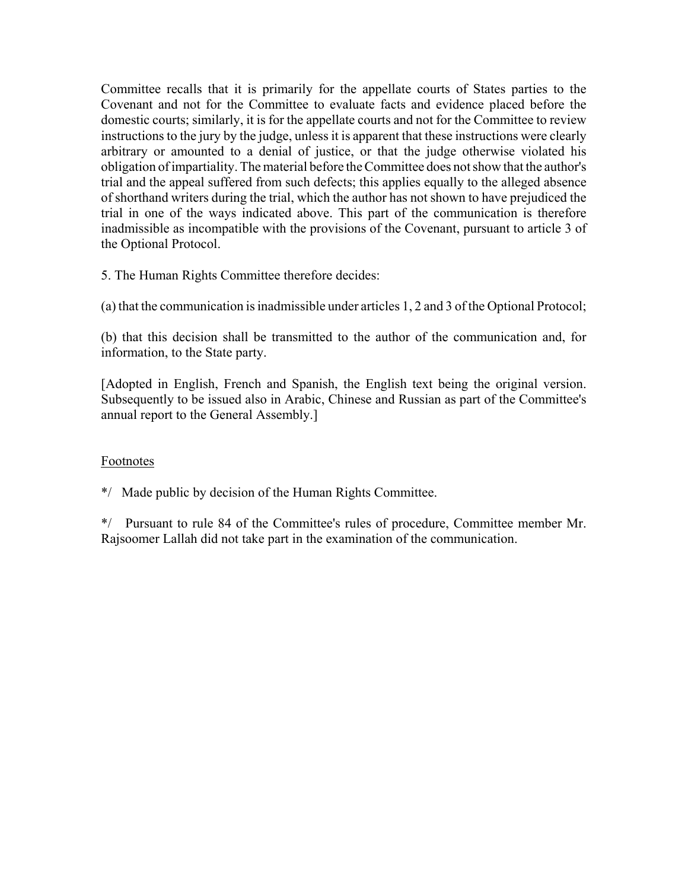Committee recalls that it is primarily for the appellate courts of States parties to the Covenant and not for the Committee to evaluate facts and evidence placed before the domestic courts; similarly, it is for the appellate courts and not for the Committee to review instructions to the jury by the judge, unless it is apparent that these instructions were clearly arbitrary or amounted to a denial of justice, or that the judge otherwise violated his obligation of impartiality. The material before the Committee does not show that the author's trial and the appeal suffered from such defects; this applies equally to the alleged absence of shorthand writers during the trial, which the author has not shown to have prejudiced the trial in one of the ways indicated above. This part of the communication is therefore inadmissible as incompatible with the provisions of the Covenant, pursuant to article 3 of the Optional Protocol.

5. The Human Rights Committee therefore decides:

(a) that the communication is inadmissible under articles 1, 2 and 3 of the Optional Protocol;

(b) that this decision shall be transmitted to the author of the communication and, for information, to the State party.

[Adopted in English, French and Spanish, the English text being the original version. Subsequently to be issued also in Arabic, Chinese and Russian as part of the Committee's annual report to the General Assembly.]

Footnotes

*/ Made public by decision of the Human Rights Committee.

*/ Pursuant to rule 84 of the Committee's rules of procedure, Committee member Mr. Rajsoomer Lallah did not take part in the examination of the communication.